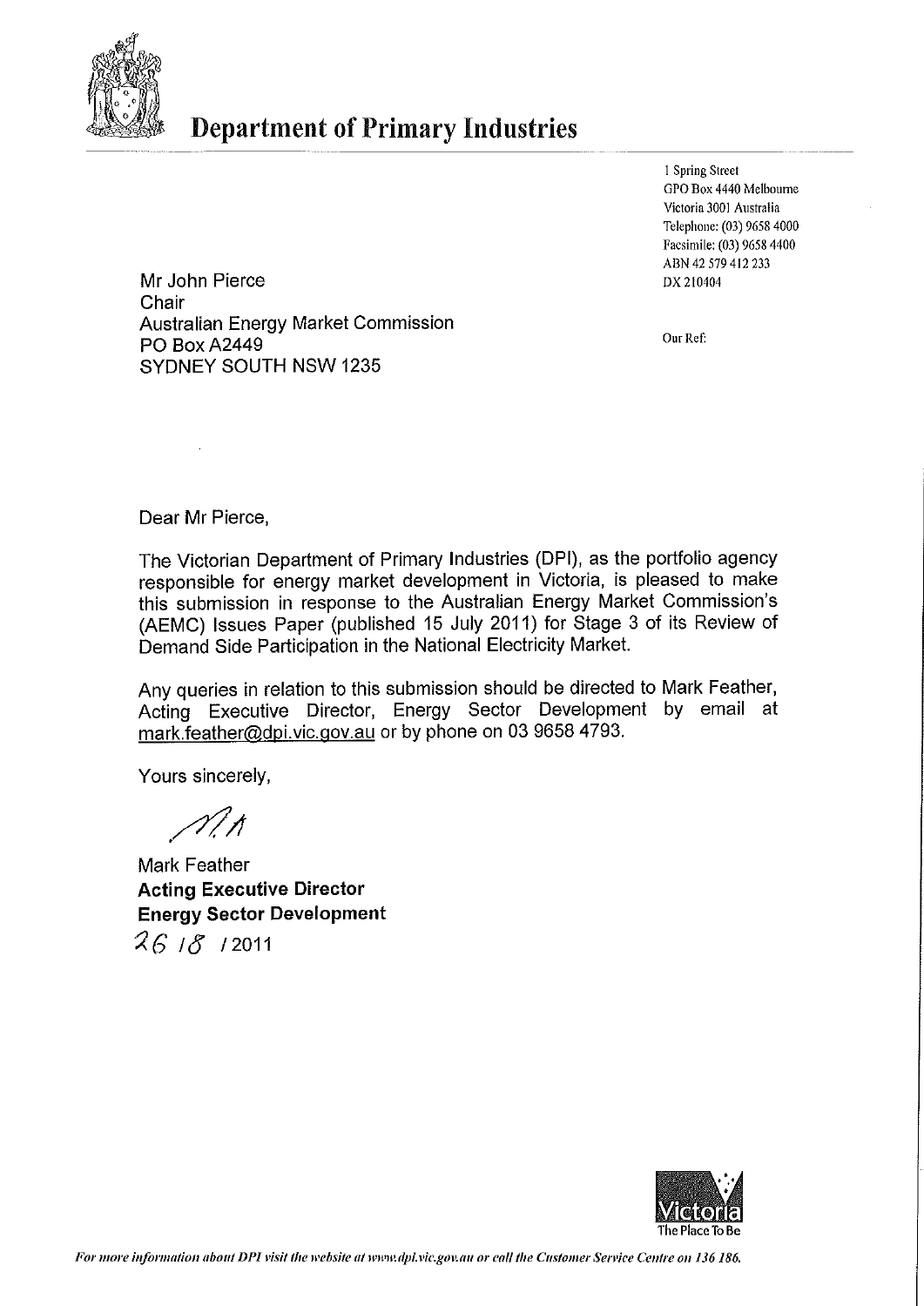# Department of Primary Industries

1 Spring Street
GPO Box 4440 Melbourne
Victoria 3001 Australia
Telephone: (03) 9658 4000
Facsimile: (03) 9658 4400
ABN 42 579 412 233
DX 210404

Our Ref:

Mr John Pierce
Chair
Australian Energy Market Commission
PO Box A2449
SYDNEY SOUTH NSW 1235

Dear Mr Pierce,

The Victorian Department of Primary Industries (DPI), as the portfolio agency responsible for energy market development in Victoria, is pleased to make this submission in response to the Australian Energy Market Commission's (AEMC) Issues Paper (published 15 July 2011) for Stage 3 of its Review of Demand Side Participation in the National Electricity Market.

Any queries in relation to this submission should be directed to Mark Feather, Acting Executive Director, Energy Sector Development by email at mark.feather@dpi.vic.gov.au or by phone on 03 9658 4793.

Yours sincerely,

Mark Feather
**Acting Executive Director**
**Energy Sector Development**
26 / 8 / 2011

*For more information about DPI visit the website at www.dpi.vic.gov.au or call the Customer Service Centre on 136 186.*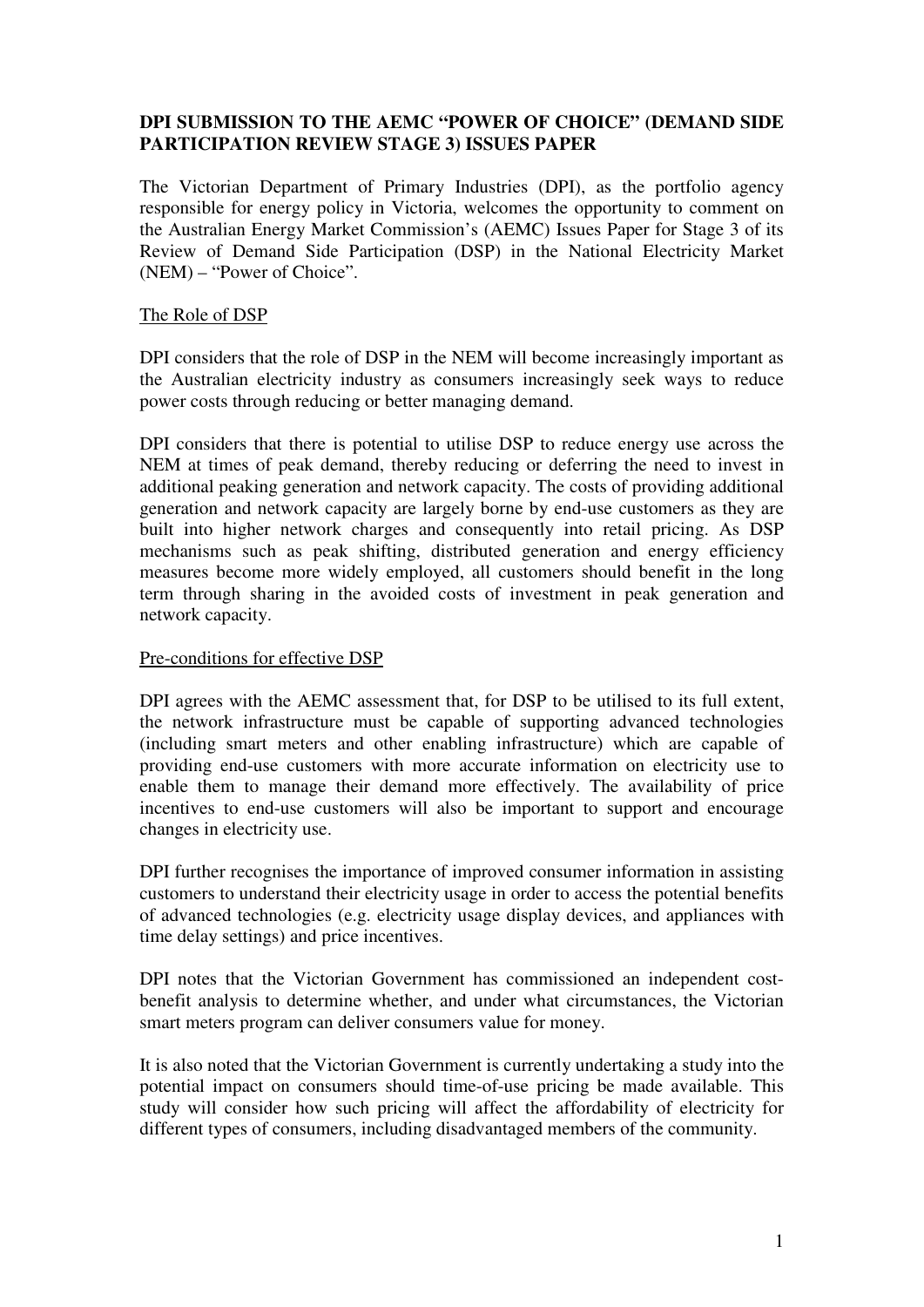**DPI SUBMISSION TO THE AEMC "POWER OF CHOICE" (DEMAND SIDE PARTICIPATION REVIEW STAGE 3) ISSUES PAPER**

The Victorian Department of Primary Industries (DPI), as the portfolio agency responsible for energy policy in Victoria, welcomes the opportunity to comment on the Australian Energy Market Commission's (AEMC) Issues Paper for Stage 3 of its Review of Demand Side Participation (DSP) in the National Electricity Market (NEM) – "Power of Choice".

## The Role of DSP

DPI considers that the role of DSP in the NEM will become increasingly important as the Australian electricity industry as consumers increasingly seek ways to reduce power costs through reducing or better managing demand.

DPI considers that there is potential to utilise DSP to reduce energy use across the NEM at times of peak demand, thereby reducing or deferring the need to invest in additional peaking generation and network capacity. The costs of providing additional generation and network capacity are largely borne by end-use customers as they are built into higher network charges and consequently into retail pricing. As DSP mechanisms such as peak shifting, distributed generation and energy efficiency measures become more widely employed, all customers should benefit in the long term through sharing in the avoided costs of investment in peak generation and network capacity.

## Pre-conditions for effective DSP

DPI agrees with the AEMC assessment that, for DSP to be utilised to its full extent, the network infrastructure must be capable of supporting advanced technologies (including smart meters and other enabling infrastructure) which are capable of providing end-use customers with more accurate information on electricity use to enable them to manage their demand more effectively. The availability of price incentives to end-use customers will also be important to support and encourage changes in electricity use.

DPI further recognises the importance of improved consumer information in assisting customers to understand their electricity usage in order to access the potential benefits of advanced technologies (e.g. electricity usage display devices, and appliances with time delay settings) and price incentives.

DPI notes that the Victorian Government has commissioned an independent cost-benefit analysis to determine whether, and under what circumstances, the Victorian smart meters program can deliver consumers value for money.

It is also noted that the Victorian Government is currently undertaking a study into the potential impact on consumers should time-of-use pricing be made available. This study will consider how such pricing will affect the affordability of electricity for different types of consumers, including disadvantaged members of the community.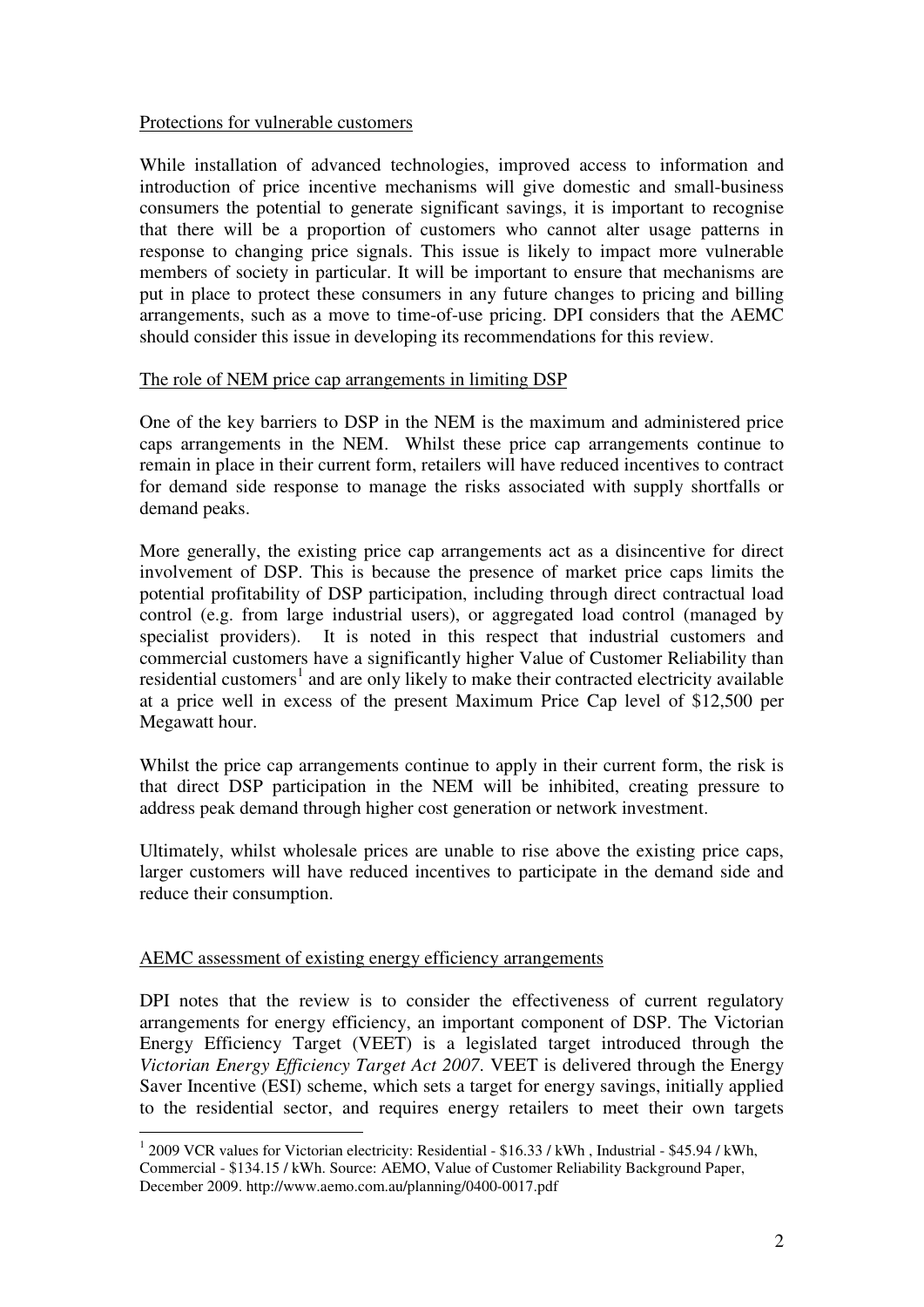## Protections for vulnerable customers

While installation of advanced technologies, improved access to information and introduction of price incentive mechanisms will give domestic and small-business consumers the potential to generate significant savings, it is important to recognise that there will be a proportion of customers who cannot alter usage patterns in response to changing price signals. This issue is likely to impact more vulnerable members of society in particular. It will be important to ensure that mechanisms are put in place to protect these consumers in any future changes to pricing and billing arrangements, such as a move to time-of-use pricing. DPI considers that the AEMC should consider this issue in developing its recommendations for this review.

## The role of NEM price cap arrangements in limiting DSP

One of the key barriers to DSP in the NEM is the maximum and administered price caps arrangements in the NEM. Whilst these price cap arrangements continue to remain in place in their current form, retailers will have reduced incentives to contract for demand side response to manage the risks associated with supply shortfalls or demand peaks.

More generally, the existing price cap arrangements act as a disincentive for direct involvement of DSP. This is because the presence of market price caps limits the potential profitability of DSP participation, including through direct contractual load control (e.g. from large industrial users), or aggregated load control (managed by specialist providers). It is noted in this respect that industrial customers and commercial customers have a significantly higher Value of Customer Reliability than residential customers[1] and are only likely to make their contracted electricity available at a price well in excess of the present Maximum Price Cap level of $12,500 per Megawatt hour.

Whilst the price cap arrangements continue to apply in their current form, the risk is that direct DSP participation in the NEM will be inhibited, creating pressure to address peak demand through higher cost generation or network investment.

Ultimately, whilst wholesale prices are unable to rise above the existing price caps, larger customers will have reduced incentives to participate in the demand side and reduce their consumption.

## AEMC assessment of existing energy efficiency arrangements

DPI notes that the review is to consider the effectiveness of current regulatory arrangements for energy efficiency, an important component of DSP. The Victorian Energy Efficiency Target (VEET) is a legislated target introduced through the *Victorian Energy Efficiency Target Act 2007*. VEET is delivered through the Energy Saver Incentive (ESI) scheme, which sets a target for energy savings, initially applied to the residential sector, and requires energy retailers to meet their own targets

---

[1] 2009 VCR values for Victorian electricity: Residential - $16.33 / kWh , Industrial - $45.94 / kWh, Commercial - $134.15 / kWh. Source: AEMO, Value of Customer Reliability Background Paper, December 2009. http://www.aemo.com.au/planning/0400-0017.pdf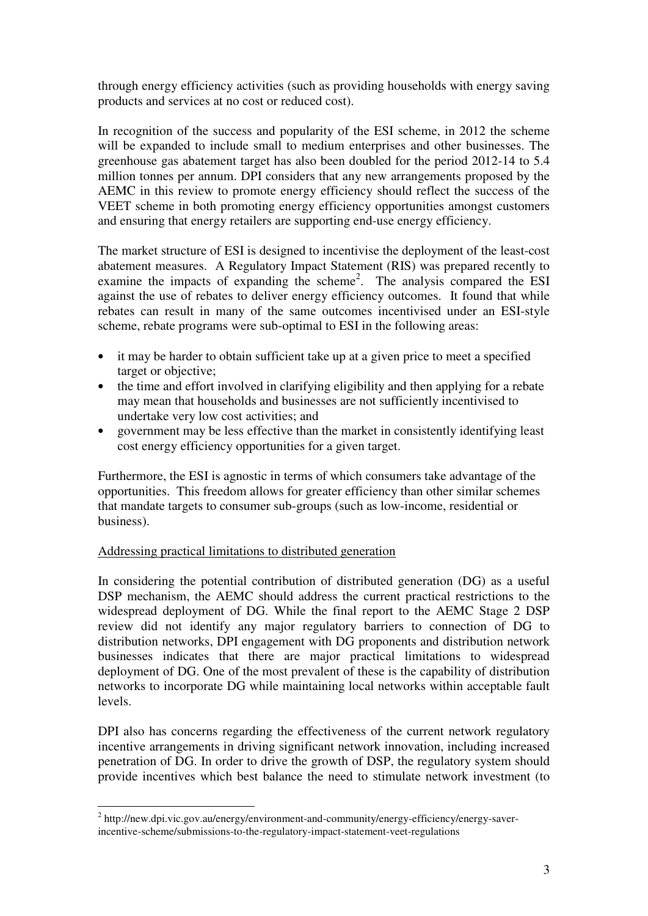through energy efficiency activities (such as providing households with energy saving products and services at no cost or reduced cost).

In recognition of the success and popularity of the ESI scheme, in 2012 the scheme will be expanded to include small to medium enterprises and other businesses. The greenhouse gas abatement target has also been doubled for the period 2012-14 to 5.4 million tonnes per annum. DPI considers that any new arrangements proposed by the AEMC in this review to promote energy efficiency should reflect the success of the VEET scheme in both promoting energy efficiency opportunities amongst customers and ensuring that energy retailers are supporting end-use energy efficiency.

The market structure of ESI is designed to incentivise the deployment of the least-cost abatement measures. A Regulatory Impact Statement (RIS) was prepared recently to examine the impacts of expanding the scheme[2]. The analysis compared the ESI against the use of rebates to deliver energy efficiency outcomes. It found that while rebates can result in many of the same outcomes incentivised under an ESI-style scheme, rebate programs were sub-optimal to ESI in the following areas:

- it may be harder to obtain sufficient take up at a given price to meet a specified target or objective;
- the time and effort involved in clarifying eligibility and then applying for a rebate may mean that households and businesses are not sufficiently incentivised to undertake very low cost activities; and
- government may be less effective than the market in consistently identifying least cost energy efficiency opportunities for a given target.

Furthermore, the ESI is agnostic in terms of which consumers take advantage of the opportunities. This freedom allows for greater efficiency than other similar schemes that mandate targets to consumer sub-groups (such as low-income, residential or business).

<u>Addressing practical limitations to distributed generation</u>

In considering the potential contribution of distributed generation (DG) as a useful DSP mechanism, the AEMC should address the current practical restrictions to the widespread deployment of DG. While the final report to the AEMC Stage 2 DSP review did not identify any major regulatory barriers to connection of DG to distribution networks, DPI engagement with DG proponents and distribution network businesses indicates that there are major practical limitations to widespread deployment of DG. One of the most prevalent of these is the capability of distribution networks to incorporate DG while maintaining local networks within acceptable fault levels.

DPI also has concerns regarding the effectiveness of the current network regulatory incentive arrangements in driving significant network innovation, including increased penetration of DG. In order to drive the growth of DSP, the regulatory system should provide incentives which best balance the need to stimulate network investment (to

[2] http://new.dpi.vic.gov.au/energy/environment-and-community/energy-efficiency/energy-saver-incentive-scheme/submissions-to-the-regulatory-impact-statement-veet-regulations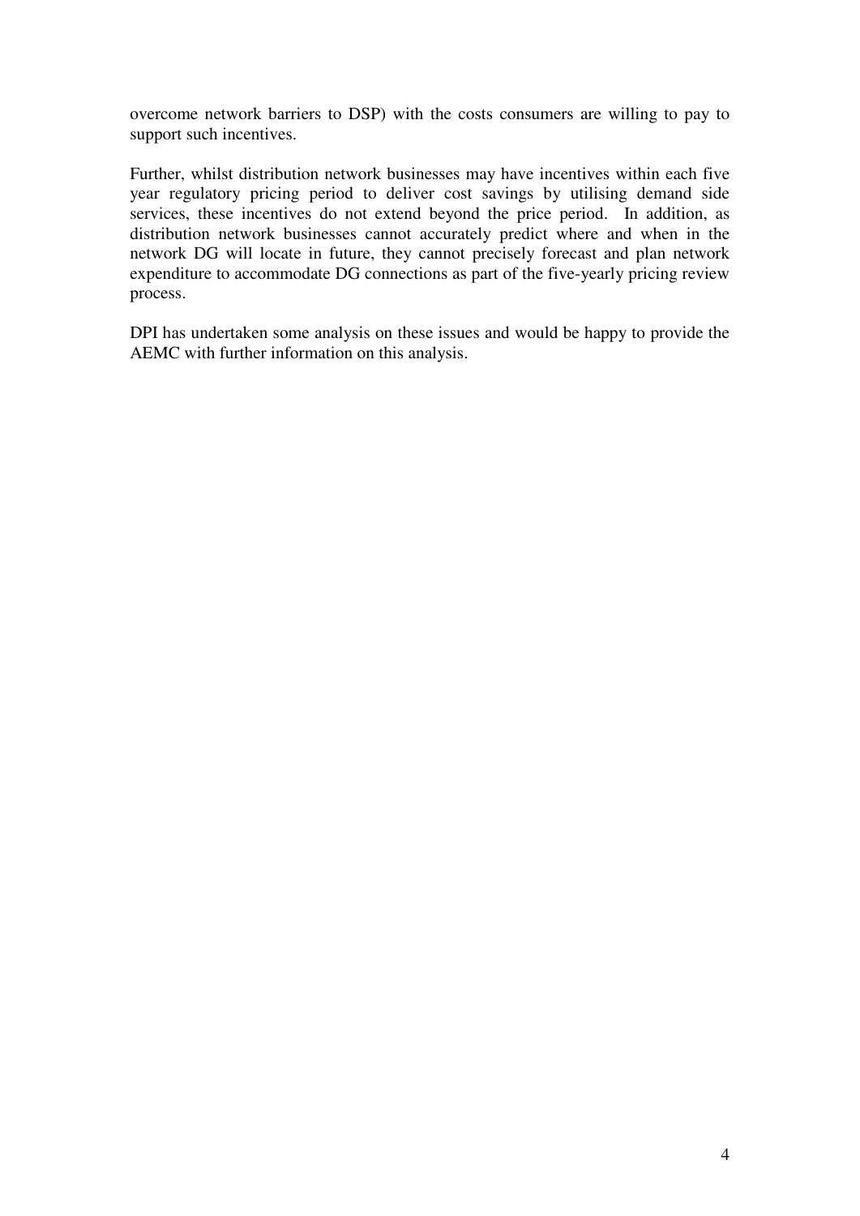overcome network barriers to DSP) with the costs consumers are willing to pay to support such incentives.

Further, whilst distribution network businesses may have incentives within each five year regulatory pricing period to deliver cost savings by utilising demand side services, these incentives do not extend beyond the price period. In addition, as distribution network businesses cannot accurately predict where and when in the network DG will locate in future, they cannot precisely forecast and plan network expenditure to accommodate DG connections as part of the five-yearly pricing review process.

DPI has undertaken some analysis on these issues and would be happy to provide the AEMC with further information on this analysis.